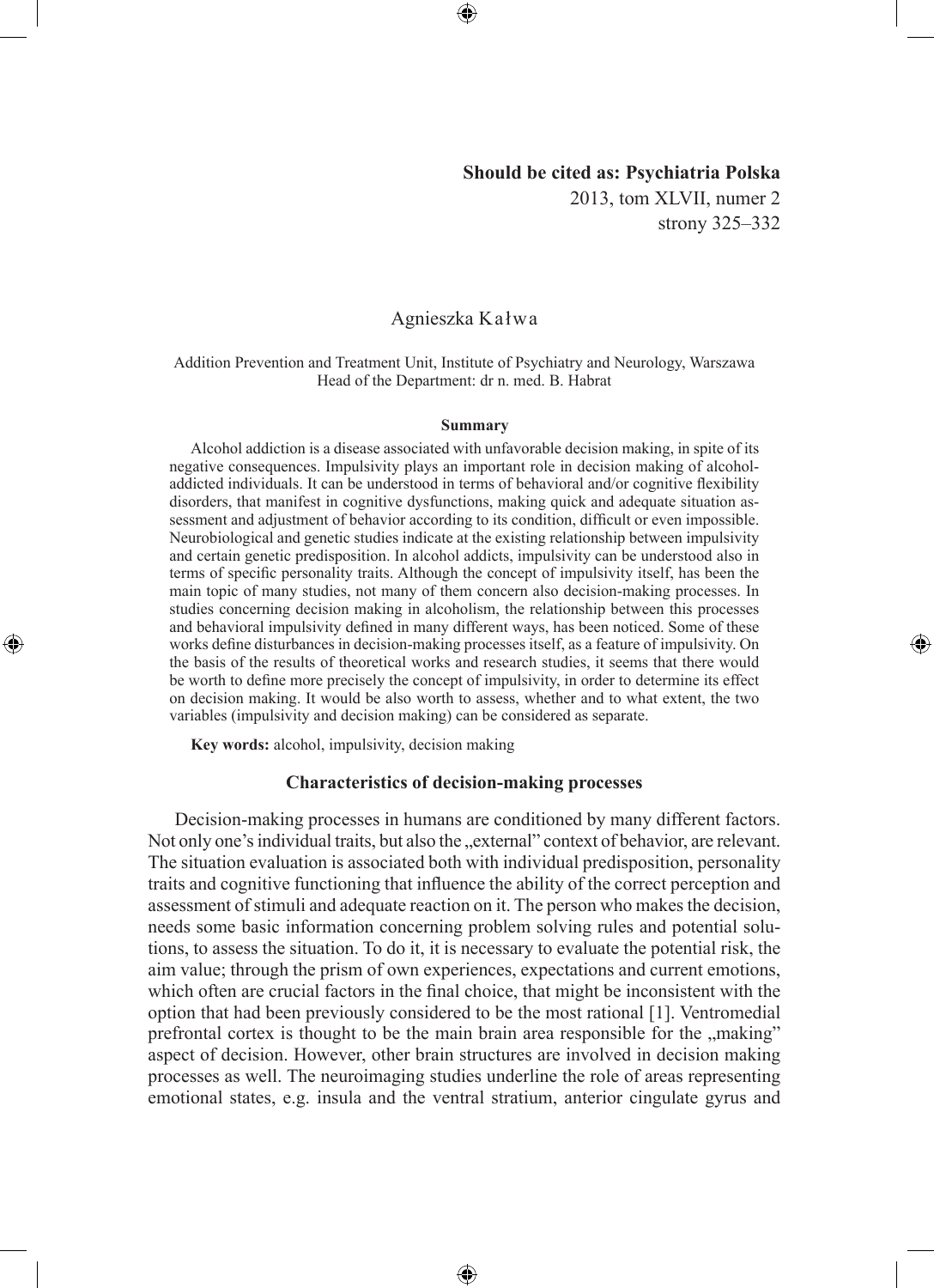**Should be cited as: Psychiatria Polska**
2013, tom XLVII, numer 2
strony 325–332

Agnieszka Kałwa

Addition Prevention and Treatment Unit, Institute of Psychiatry and Neurology, Warszawa
Head of the Department: dr n. med. B. Habrat

**Summary**

Alcohol addiction is a disease associated with unfavorable decision making, in spite of its negative consequences. Impulsivity plays an important role in decision making of alcohol-addicted individuals. It can be understood in terms of behavioral and/or cognitive flexibility disorders, that manifest in cognitive dysfunctions, making quick and adequate situation assessment and adjustment of behavior according to its condition, difficult or even impossible. Neurobiological and genetic studies indicate at the existing relationship between impulsivity and certain genetic predisposition. In alcohol addicts, impulsivity can be understood also in terms of specific personality traits. Although the concept of impulsivity itself, has been the main topic of many studies, not many of them concern also decision-making processes. In studies concerning decision making in alcoholism, the relationship between this processes and behavioral impulsivity defined in many different ways, has been noticed. Some of these works define disturbances in decision-making processes itself, as a feature of impulsivity. On the basis of the results of theoretical works and research studies, it seems that there would be worth to define more precisely the concept of impulsivity, in order to determine its effect on decision making. It would be also worth to assess, whether and to what extent, the two variables (impulsivity and decision making) can be considered as separate.

**Key words:** alcohol, impulsivity, decision making

## Characteristics of decision-making processes

Decision-making processes in humans are conditioned by many different factors. Not only one's individual traits, but also the „external" context of behavior, are relevant. The situation evaluation is associated both with individual predisposition, personality traits and cognitive functioning that influence the ability of the correct perception and assessment of stimuli and adequate reaction on it. The person who makes the decision, needs some basic information concerning problem solving rules and potential solutions, to assess the situation. To do it, it is necessary to evaluate the potential risk, the aim value; through the prism of own experiences, expectations and current emotions, which often are crucial factors in the final choice, that might be inconsistent with the option that had been previously considered to be the most rational [1]. Ventromedial prefrontal cortex is thought to be the main brain area responsible for the „making" aspect of decision. However, other brain structures are involved in decision making processes as well. The neuroimaging studies underline the role of areas representing emotional states, e.g. insula and the ventral stratium, anterior cingulate gyrus and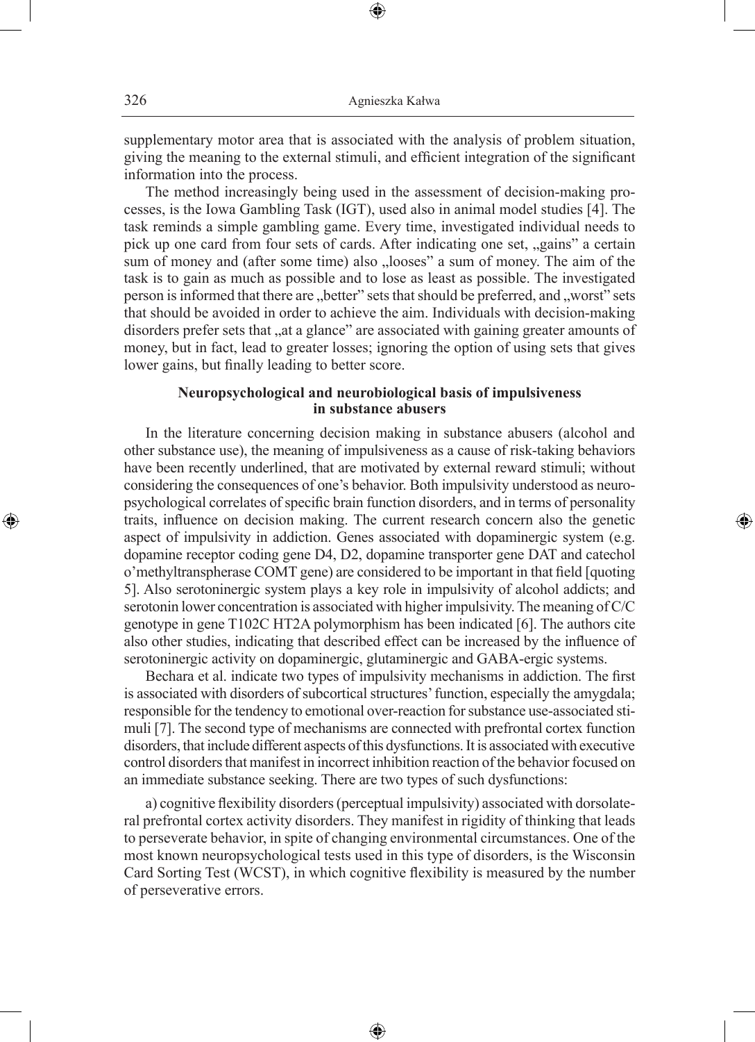supplementary motor area that is associated with the analysis of problem situation, giving the meaning to the external stimuli, and efficient integration of the significant information into the process.

The method increasingly being used in the assessment of decision-making processes, is the Iowa Gambling Task (IGT), used also in animal model studies [4]. The task reminds a simple gambling game. Every time, investigated individual needs to pick up one card from four sets of cards. After indicating one set, „gains" a certain sum of money and (after some time) also „looses" a sum of money. The aim of the task is to gain as much as possible and to lose as least as possible. The investigated person is informed that there are „better" sets that should be preferred, and „worst" sets that should be avoided in order to achieve the aim. Individuals with decision-making disorders prefer sets that „at a glance" are associated with gaining greater amounts of money, but in fact, lead to greater losses; ignoring the option of using sets that gives lower gains, but finally leading to better score.

## Neuropsychological and neurobiological basis of impulsiveness in substance abusers

In the literature concerning decision making in substance abusers (alcohol and other substance use), the meaning of impulsiveness as a cause of risk-taking behaviors have been recently underlined, that are motivated by external reward stimuli; without considering the consequences of one's behavior. Both impulsivity understood as neuropsychological correlates of specific brain function disorders, and in terms of personality traits, influence on decision making. The current research concern also the genetic aspect of impulsivity in addiction. Genes associated with dopaminergic system (e.g. dopamine receptor coding gene D4, D2, dopamine transporter gene DAT and catechol o'methyltranspherase COMT gene) are considered to be important in that field [quoting 5]. Also serotoninergic system plays a key role in impulsivity of alcohol addicts; and serotonin lower concentration is associated with higher impulsivity. The meaning of C/C genotype in gene T102C HT2A polymorphism has been indicated [6]. The authors cite also other studies, indicating that described effect can be increased by the influence of serotoninergic activity on dopaminergic, glutaminergic and GABA-ergic systems.

Bechara et al. indicate two types of impulsivity mechanisms in addiction. The first is associated with disorders of subcortical structures' function, especially the amygdala; responsible for the tendency to emotional over-reaction for substance use-associated stimuli [7]. The second type of mechanisms are connected with prefrontal cortex function disorders, that include different aspects of this dysfunctions. It is associated with executive control disorders that manifest in incorrect inhibition reaction of the behavior focused on an immediate substance seeking. There are two types of such dysfunctions:

a) cognitive flexibility disorders (perceptual impulsivity) associated with dorsolateral prefrontal cortex activity disorders. They manifest in rigidity of thinking that leads to perseverate behavior, in spite of changing environmental circumstances. One of the most known neuropsychological tests used in this type of disorders, is the Wisconsin Card Sorting Test (WCST), in which cognitive flexibility is measured by the number of perseverative errors.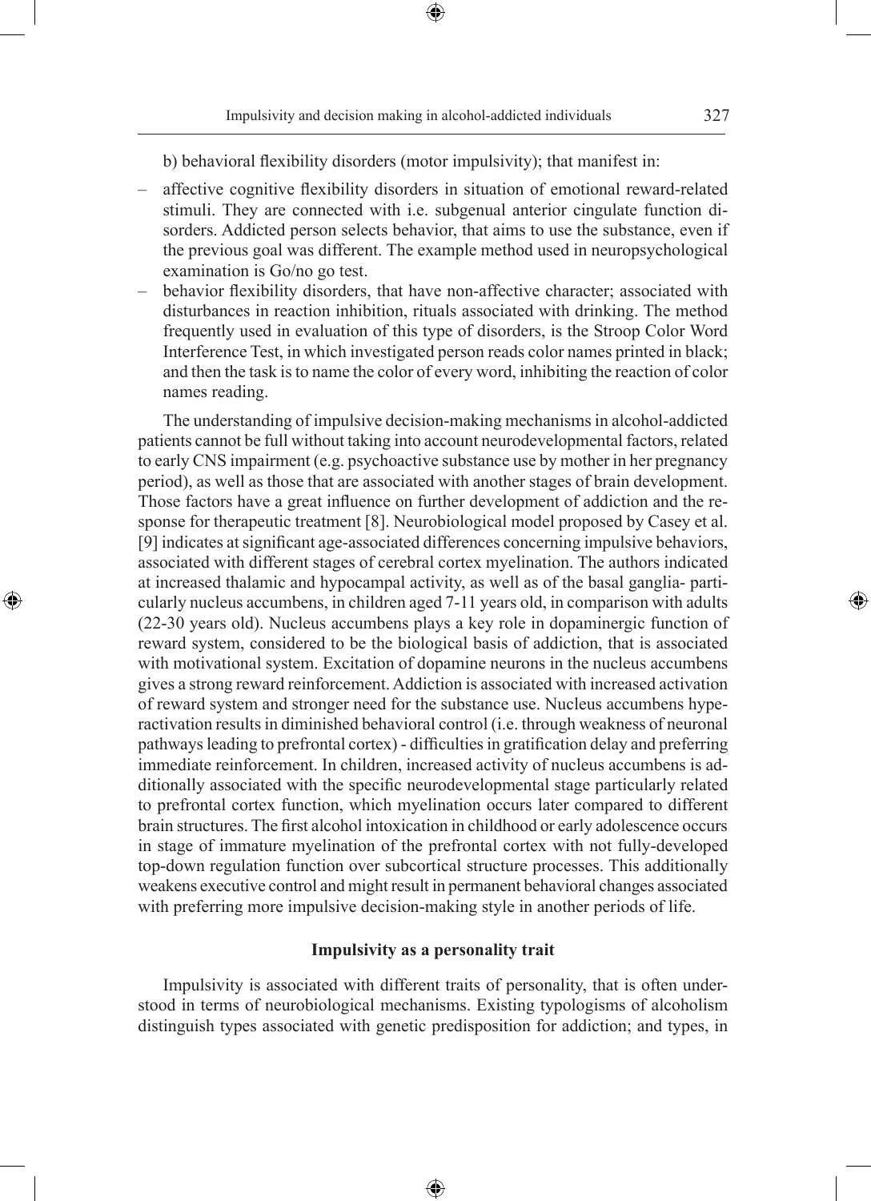b) behavioral flexibility disorders (motor impulsivity); that manifest in:

- affective cognitive flexibility disorders in situation of emotional reward-related stimuli. They are connected with i.e. subgenual anterior cingulate function disorders. Addicted person selects behavior, that aims to use the substance, even if the previous goal was different. The example method used in neuropsychological examination is Go/no go test.
- behavior flexibility disorders, that have non-affective character; associated with disturbances in reaction inhibition, rituals associated with drinking. The method frequently used in evaluation of this type of disorders, is the Stroop Color Word Interference Test, in which investigated person reads color names printed in black; and then the task is to name the color of every word, inhibiting the reaction of color names reading.

The understanding of impulsive decision-making mechanisms in alcohol-addicted patients cannot be full without taking into account neurodevelopmental factors, related to early CNS impairment (e.g. psychoactive substance use by mother in her pregnancy period), as well as those that are associated with another stages of brain development. Those factors have a great influence on further development of addiction and the response for therapeutic treatment [8]. Neurobiological model proposed by Casey et al. [9] indicates at significant age-associated differences concerning impulsive behaviors, associated with different stages of cerebral cortex myelination. The authors indicated at increased thalamic and hypocampal activity, as well as of the basal ganglia- particularly nucleus accumbens, in children aged 7-11 years old, in comparison with adults (22-30 years old). Nucleus accumbens plays a key role in dopaminergic function of reward system, considered to be the biological basis of addiction, that is associated with motivational system. Excitation of dopamine neurons in the nucleus accumbens gives a strong reward reinforcement. Addiction is associated with increased activation of reward system and stronger need for the substance use. Nucleus accumbens hyperactivation results in diminished behavioral control (i.e. through weakness of neuronal pathways leading to prefrontal cortex) - difficulties in gratification delay and preferring immediate reinforcement. In children, increased activity of nucleus accumbens is additionally associated with the specific neurodevelopmental stage particularly related to prefrontal cortex function, which myelination occurs later compared to different brain structures. The first alcohol intoxication in childhood or early adolescence occurs in stage of immature myelination of the prefrontal cortex with not fully-developed top-down regulation function over subcortical structure processes. This additionally weakens executive control and might result in permanent behavioral changes associated with preferring more impulsive decision-making style in another periods of life.

## Impulsivity as a personality trait

Impulsivity is associated with different traits of personality, that is often understood in terms of neurobiological mechanisms. Existing typologisms of alcoholism distinguish types associated with genetic predisposition for addiction; and types, in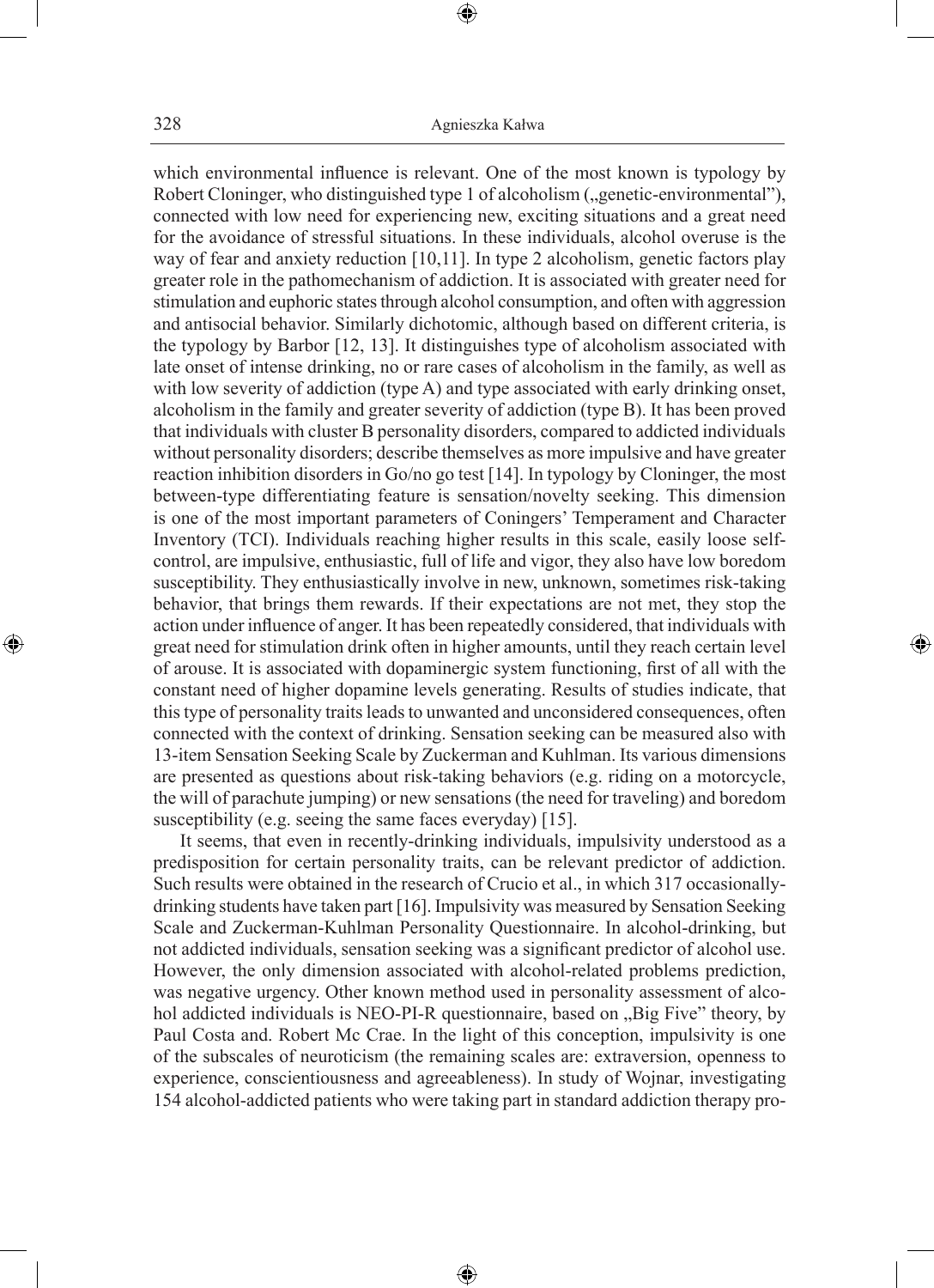which environmental influence is relevant. One of the most known is typology by Robert Cloninger, who distinguished type 1 of alcoholism („genetic-environmental"), connected with low need for experiencing new, exciting situations and a great need for the avoidance of stressful situations. In these individuals, alcohol overuse is the way of fear and anxiety reduction [10,11]. In type 2 alcoholism, genetic factors play greater role in the pathomechanism of addiction. It is associated with greater need for stimulation and euphoric states through alcohol consumption, and often with aggression and antisocial behavior. Similarly dichotomic, although based on different criteria, is the typology by Barbor [12, 13]. It distinguishes type of alcoholism associated with late onset of intense drinking, no or rare cases of alcoholism in the family, as well as with low severity of addiction (type A) and type associated with early drinking onset, alcoholism in the family and greater severity of addiction (type B). It has been proved that individuals with cluster B personality disorders, compared to addicted individuals without personality disorders; describe themselves as more impulsive and have greater reaction inhibition disorders in Go/no go test [14]. In typology by Cloninger, the most between-type differentiating feature is sensation/novelty seeking. This dimension is one of the most important parameters of Coningers' Temperament and Character Inventory (TCI). Individuals reaching higher results in this scale, easily loose self-control, are impulsive, enthusiastic, full of life and vigor, they also have low boredom susceptibility. They enthusiastically involve in new, unknown, sometimes risk-taking behavior, that brings them rewards. If their expectations are not met, they stop the action under influence of anger. It has been repeatedly considered, that individuals with great need for stimulation drink often in higher amounts, until they reach certain level of arouse. It is associated with dopaminergic system functioning, first of all with the constant need of higher dopamine levels generating. Results of studies indicate, that this type of personality traits leads to unwanted and unconsidered consequences, often connected with the context of drinking. Sensation seeking can be measured also with 13-item Sensation Seeking Scale by Zuckerman and Kuhlman. Its various dimensions are presented as questions about risk-taking behaviors (e.g. riding on a motorcycle, the will of parachute jumping) or new sensations (the need for traveling) and boredom susceptibility (e.g. seeing the same faces everyday) [15].

It seems, that even in recently-drinking individuals, impulsivity understood as a predisposition for certain personality traits, can be relevant predictor of addiction. Such results were obtained in the research of Crucio et al., in which 317 occasionally-drinking students have taken part [16]. Impulsivity was measured by Sensation Seeking Scale and Zuckerman-Kuhlman Personality Questionnaire. In alcohol-drinking, but not addicted individuals, sensation seeking was a significant predictor of alcohol use. However, the only dimension associated with alcohol-related problems prediction, was negative urgency. Other known method used in personality assessment of alcohol addicted individuals is NEO-PI-R questionnaire, based on „Big Five" theory, by Paul Costa and. Robert Mc Crae. In the light of this conception, impulsivity is one of the subscales of neuroticism (the remaining scales are: extraversion, openness to experience, conscientiousness and agreeableness). In study of Wojnar, investigating 154 alcohol-addicted patients who were taking part in standard addiction therapy pro-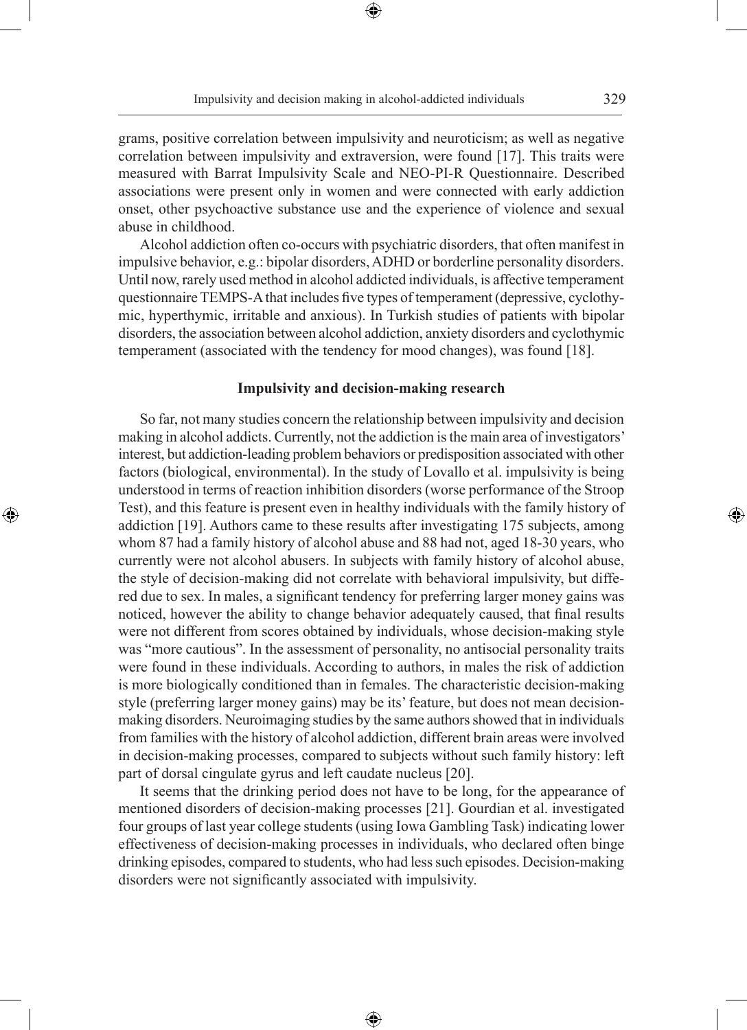grams, positive correlation between impulsivity and neuroticism; as well as negative correlation between impulsivity and extraversion, were found [17]. This traits were measured with Barrat Impulsivity Scale and NEO-PI-R Questionnaire. Described associations were present only in women and were connected with early addiction onset, other psychoactive substance use and the experience of violence and sexual abuse in childhood.

Alcohol addiction often co-occurs with psychiatric disorders, that often manifest in impulsive behavior, e.g.: bipolar disorders, ADHD or borderline personality disorders. Until now, rarely used method in alcohol addicted individuals, is affective temperament questionnaire TEMPS-A that includes five types of temperament (depressive, cyclothymic, hyperthymic, irritable and anxious). In Turkish studies of patients with bipolar disorders, the association between alcohol addiction, anxiety disorders and cyclothymic temperament (associated with the tendency for mood changes), was found [18].

## Impulsivity and decision-making research

So far, not many studies concern the relationship between impulsivity and decision making in alcohol addicts. Currently, not the addiction is the main area of investigators' interest, but addiction-leading problem behaviors or predisposition associated with other factors (biological, environmental). In the study of Lovallo et al. impulsivity is being understood in terms of reaction inhibition disorders (worse performance of the Stroop Test), and this feature is present even in healthy individuals with the family history of addiction [19]. Authors came to these results after investigating 175 subjects, among whom 87 had a family history of alcohol abuse and 88 had not, aged 18-30 years, who currently were not alcohol abusers. In subjects with family history of alcohol abuse, the style of decision-making did not correlate with behavioral impulsivity, but differed due to sex. In males, a significant tendency for preferring larger money gains was noticed, however the ability to change behavior adequately caused, that final results were not different from scores obtained by individuals, whose decision-making style was "more cautious". In the assessment of personality, no antisocial personality traits were found in these individuals. According to authors, in males the risk of addiction is more biologically conditioned than in females. The characteristic decision-making style (preferring larger money gains) may be its' feature, but does not mean decision-making disorders. Neuroimaging studies by the same authors showed that in individuals from families with the history of alcohol addiction, different brain areas were involved in decision-making processes, compared to subjects without such family history: left part of dorsal cingulate gyrus and left caudate nucleus [20].

It seems that the drinking period does not have to be long, for the appearance of mentioned disorders of decision-making processes [21]. Gourdian et al. investigated four groups of last year college students (using Iowa Gambling Task) indicating lower effectiveness of decision-making processes in individuals, who declared often binge drinking episodes, compared to students, who had less such episodes. Decision-making disorders were not significantly associated with impulsivity.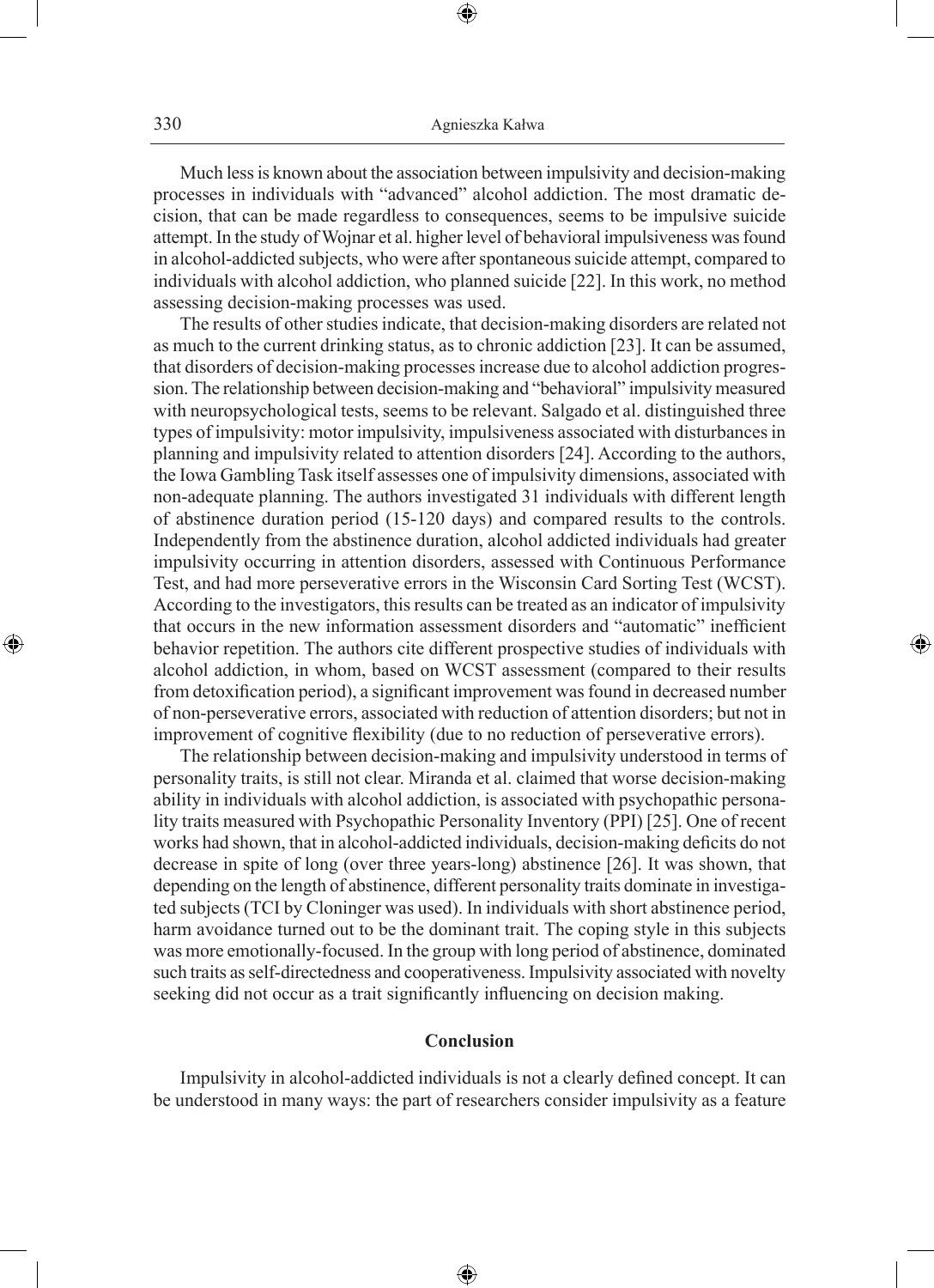Much less is known about the association between impulsivity and decision-making processes in individuals with "advanced" alcohol addiction. The most dramatic decision, that can be made regardless to consequences, seems to be impulsive suicide attempt. In the study of Wojnar et al. higher level of behavioral impulsiveness was found in alcohol-addicted subjects, who were after spontaneous suicide attempt, compared to individuals with alcohol addiction, who planned suicide [22]. In this work, no method assessing decision-making processes was used.

The results of other studies indicate, that decision-making disorders are related not as much to the current drinking status, as to chronic addiction [23]. It can be assumed, that disorders of decision-making processes increase due to alcohol addiction progression. The relationship between decision-making and "behavioral" impulsivity measured with neuropsychological tests, seems to be relevant. Salgado et al. distinguished three types of impulsivity: motor impulsivity, impulsiveness associated with disturbances in planning and impulsivity related to attention disorders [24]. According to the authors, the Iowa Gambling Task itself assesses one of impulsivity dimensions, associated with non-adequate planning. The authors investigated 31 individuals with different length of abstinence duration period (15-120 days) and compared results to the controls. Independently from the abstinence duration, alcohol addicted individuals had greater impulsivity occurring in attention disorders, assessed with Continuous Performance Test, and had more perseverative errors in the Wisconsin Card Sorting Test (WCST). According to the investigators, this results can be treated as an indicator of impulsivity that occurs in the new information assessment disorders and "automatic" inefficient behavior repetition. The authors cite different prospective studies of individuals with alcohol addiction, in whom, based on WCST assessment (compared to their results from detoxification period), a significant improvement was found in decreased number of non-perseverative errors, associated with reduction of attention disorders; but not in improvement of cognitive flexibility (due to no reduction of perseverative errors).

The relationship between decision-making and impulsivity understood in terms of personality traits, is still not clear. Miranda et al. claimed that worse decision-making ability in individuals with alcohol addiction, is associated with psychopathic personality traits measured with Psychopathic Personality Inventory (PPI) [25]. One of recent works had shown, that in alcohol-addicted individuals, decision-making deficits do not decrease in spite of long (over three years-long) abstinence [26]. It was shown, that depending on the length of abstinence, different personality traits dominate in investigated subjects (TCI by Cloninger was used). In individuals with short abstinence period, harm avoidance turned out to be the dominant trait. The coping style in this subjects was more emotionally-focused. In the group with long period of abstinence, dominated such traits as self-directedness and cooperativeness. Impulsivity associated with novelty seeking did not occur as a trait significantly influencing on decision making.

## Conclusion

Impulsivity in alcohol-addicted individuals is not a clearly defined concept. It can be understood in many ways: the part of researchers consider impulsivity as a feature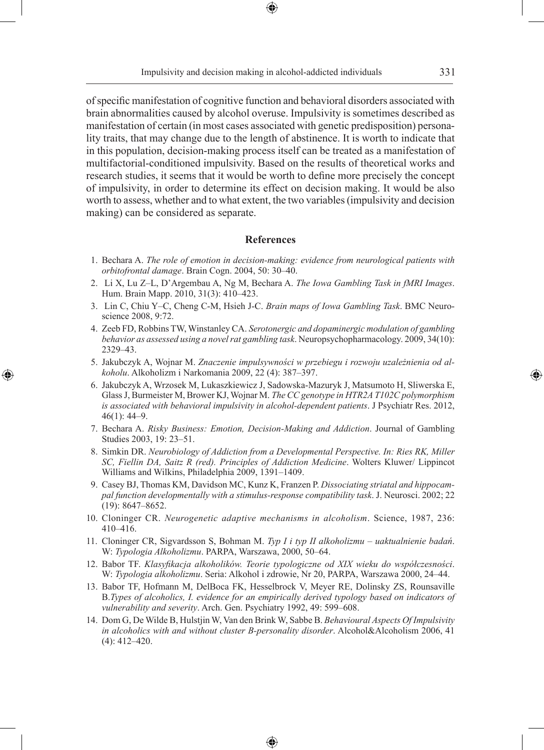of specific manifestation of cognitive function and behavioral disorders associated with brain abnormalities caused by alcohol overuse. Impulsivity is sometimes described as manifestation of certain (in most cases associated with genetic predisposition) personality traits, that may change due to the length of abstinence. It is worth to indicate that in this population, decision-making process itself can be treated as a manifestation of multifactorial-conditioned impulsivity. Based on the results of theoretical works and research studies, it seems that it would be worth to define more precisely the concept of impulsivity, in order to determine its effect on decision making. It would be also worth to assess, whether and to what extent, the two variables (impulsivity and decision making) can be considered as separate.

## References

1. Bechara A. *The role of emotion in decision-making: evidence from neurological patients with orbitofrontal damage*. Brain Cogn. 2004, 50: 30–40.
2. Li X, Lu Z–L, D'Argembau A, Ng M, Bechara A. *The Iowa Gambling Task in fMRI Images*. Hum. Brain Mapp. 2010, 31(3): 410–423.
3. Lin C, Chiu Y–C, Cheng C-M, Hsieh J-C. *Brain maps of Iowa Gambling Task*. BMC Neuroscience 2008, 9:72.
4. Zeeb FD, Robbins TW, Winstanley CA. *Serotonergic and dopaminergic modulation of gambling behavior as assessed using a novel rat gambling task*. Neuropsychopharmacology. 2009, 34(10): 2329–43.
5. Jakubczyk A, Wojnar M. *Znaczenie impulsywności w przebiegu i rozwoju uzależnienia od alkoholu*. Alkoholizm i Narkomania 2009, 22 (4): 387–397.
6. Jakubczyk A, Wrzosek M, Lukaszkiewicz J, Sadowska-Mazuryk J, Matsumoto H, Sliwerska E, Glass J, Burmeister M, Brower KJ, Wojnar M. *The CC genotype in HTR2A T102C polymorphism is associated with behavioral impulsivity in alcohol-dependent patients*. J Psychiatr Res. 2012, 46(1): 44–9.
7. Bechara A. *Risky Business: Emotion, Decision-Making and Addiction*. Journal of Gambling Studies 2003, 19: 23–51.
8. Simkin DR. *Neurobiology of Addiction from a Developmental Perspective. In: Ries RK, Miller SC, Fiellin DA, Saitz R (red). Principles of Addiction Medicine*. Wolters Kluwer/ Lippincot Williams and Wilkins, Philadelphia 2009, 1391–1409.
9. Casey BJ, Thomas KM, Davidson MC, Kunz K, Franzen P. *Dissociating striatal and hippocampal function developmentally with a stimulus-response compatibility task*. J. Neurosci. 2002; 22 (19): 8647–8652.
10. Cloninger CR. *Neurogenetic adaptive mechanisms in alcoholism*. Science, 1987, 236: 410–416.
11. Cloninger CR, Sigvardsson S, Bohman M. *Typ I i typ II alkoholizmu – uaktualnienie badań*. W: *Typologia Alkoholizmu*. PARPA, Warszawa, 2000, 50–64.
12. Babor TF. *Klasyfikacja alkoholików. Teorie typologiczne od XIX wieku do współczesności*. W: *Typologia alkoholizmu*. Seria: Alkohol i zdrowie, Nr 20, PARPA, Warszawa 2000, 24–44.
13. Babor TF, Hofmann M, DelBoca FK, Hesselbrock V, Meyer RE, Dolinsky ZS, Rounsaville B.*Types of alcoholics, I. evidence for an empirically derived typology based on indicators of vulnerability and severity*. Arch. Gen. Psychiatry 1992, 49: 599–608.
14. Dom G, De Wilde B, Hulstjin W, Van den Brink W, Sabbe B. *Behavioural Aspects Of Impulsivity in alcoholics with and without cluster B-personality disorder*. Alcohol&Alcoholism 2006, 41 (4): 412–420.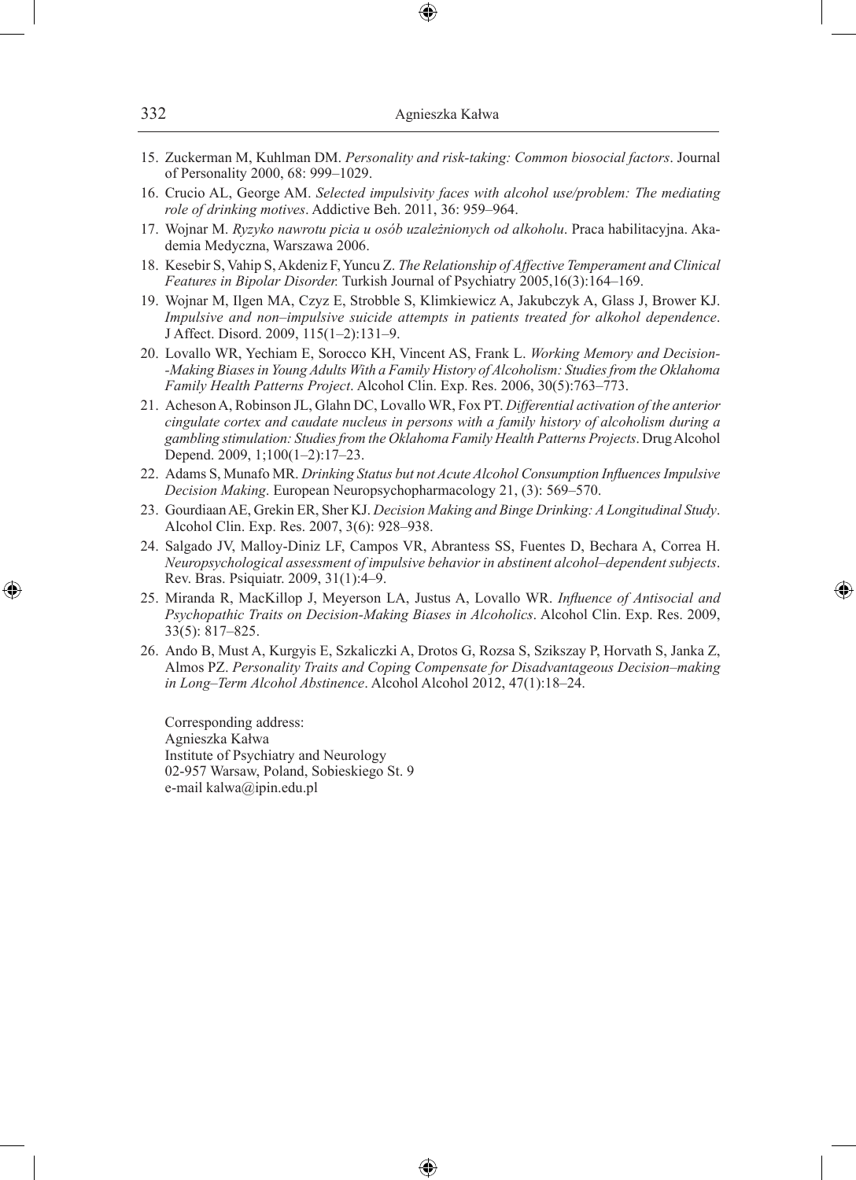15. Zuckerman M, Kuhlman DM. *Personality and risk-taking: Common biosocial factors*. Journal of Personality 2000, 68: 999–1029.
16. Crucio AL, George AM. *Selected impulsivity faces with alcohol use/problem: The mediating role of drinking motives*. Addictive Beh. 2011, 36: 959–964.
17. Wojnar M. *Ryzyko nawrotu picia u osób uzależnionych od alkoholu*. Praca habilitacyjna. Akademia Medyczna, Warszawa 2006.
18. Kesebir S, Vahip S, Akdeniz F, Yuncu Z. *The Relationship of Affective Temperament and Clinical Features in Bipolar Disorder.* Turkish Journal of Psychiatry 2005,16(3):164–169.
19. Wojnar M, Ilgen MA, Czyz E, Strobble S, Klimkiewicz A, Jakubczyk A, Glass J, Brower KJ. *Impulsive and non–impulsive suicide attempts in patients treated for alkohol dependence*. J Affect. Disord. 2009, 115(1–2):131–9.
20. Lovallo WR, Yechiam E, Sorocco KH, Vincent AS, Frank L. *Working Memory and Decision--Making Biases in Young Adults With a Family History of Alcoholism: Studies from the Oklahoma Family Health Patterns Project*. Alcohol Clin. Exp. Res. 2006, 30(5):763–773.
21. Acheson A, Robinson JL, Glahn DC, Lovallo WR, Fox PT. *Differential activation of the anterior cingulate cortex and caudate nucleus in persons with a family history of alcoholism during a gambling stimulation: Studies from the Oklahoma Family Health Patterns Projects*. Drug Alcohol Depend. 2009, 1;100(1–2):17–23.
22. Adams S, Munafo MR. *Drinking Status but not Acute Alcohol Consumption Influences Impulsive Decision Making*. European Neuropsychopharmacology 21, (3): 569–570.
23. Gourdiaan AE, Grekin ER, Sher KJ. *Decision Making and Binge Drinking: A Longitudinal Study*. Alcohol Clin. Exp. Res. 2007, 3(6): 928–938.
24. Salgado JV, Malloy-Diniz LF, Campos VR, Abrantess SS, Fuentes D, Bechara A, Correa H. *Neuropsychological assessment of impulsive behavior in abstinent alcohol–dependent subjects*. Rev. Bras. Psiquiatr. 2009, 31(1):4–9.
25. Miranda R, MacKillop J, Meyerson LA, Justus A, Lovallo WR. *Influence of Antisocial and Psychopathic Traits on Decision-Making Biases in Alcoholics*. Alcohol Clin. Exp. Res. 2009, 33(5): 817–825.
26. Ando B, Must A, Kurgyis E, Szkaliczki A, Drotos G, Rozsa S, Szikszay P, Horvath S, Janka Z, Almos PZ. *Personality Traits and Coping Compensate for Disadvantageous Decision–making in Long–Term Alcohol Abstinence*. Alcohol Alcohol 2012, 47(1):18–24.

Corresponding address:
Agnieszka Kałwa
Institute of Psychiatry and Neurology
02-957 Warsaw, Poland, Sobieskiego St. 9
e-mail kalwa@ipin.edu.pl